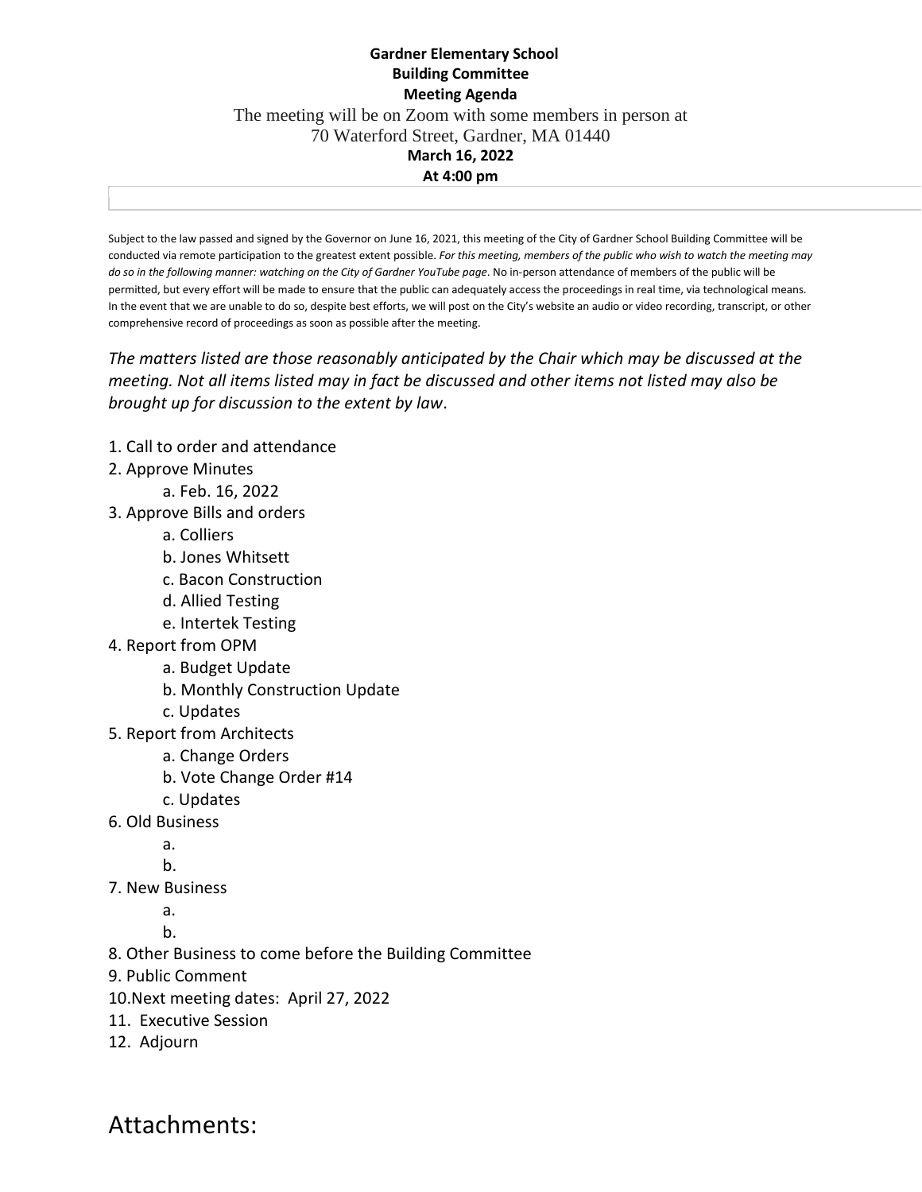**Gardner Elementary School**
**Building Committee**
**Meeting Agenda**

The meeting will be on Zoom with some members in person at
70 Waterford Street, Gardner, MA 01440

**March 16, 2022**
**At 4:00 pm**

Subject to the law passed and signed by the Governor on June 16, 2021, this meeting of the City of Gardner School Building Committee will be conducted via remote participation to the greatest extent possible. *For this meeting, members of the public who wish to watch the meeting may do so in the following manner: watching on the City of Gardner YouTube page*. No in-person attendance of members of the public will be permitted, but every effort will be made to ensure that the public can adequately access the proceedings in real time, via technological means. In the event that we are unable to do so, despite best efforts, we will post on the City's website an audio or video recording, transcript, or other comprehensive record of proceedings as soon as possible after the meeting.

*The matters listed are those reasonably anticipated by the Chair which may be discussed at the meeting. Not all items listed may in fact be discussed and other items not listed may also be brought up for discussion to the extent by law*.

1. Call to order and attendance
2. Approve Minutes
   a. Feb. 16, 2022
3. Approve Bills and orders
   a. Colliers
   b. Jones Whitsett
   c. Bacon Construction
   d. Allied Testing
   e. Intertek Testing
4. Report from OPM
   a. Budget Update
   b. Monthly Construction Update
   c. Updates
5. Report from Architects
   a. Change Orders
   b. Vote Change Order #14
   c. Updates
6. Old Business
   a.
   b.
7. New Business
   a.
   b.
8. Other Business to come before the Building Committee
9. Public Comment
10. Next meeting dates: April 27, 2022
11. Executive Session
12. Adjourn

# Attachments: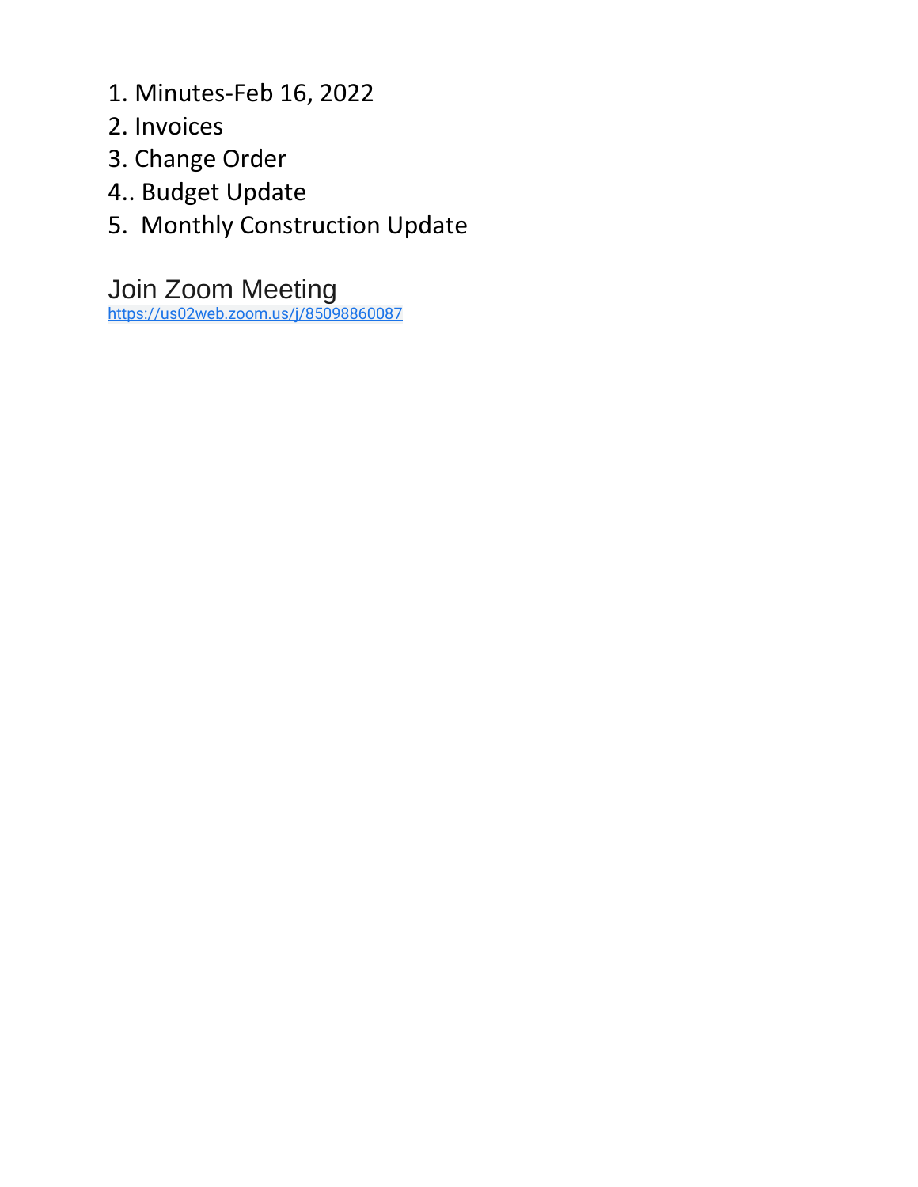1. Minutes-Feb 16, 2022
2. Invoices
3. Change Order
4.. Budget Update
5.  Monthly Construction Update

Join Zoom Meeting
https://us02web.zoom.us/j/85098860087